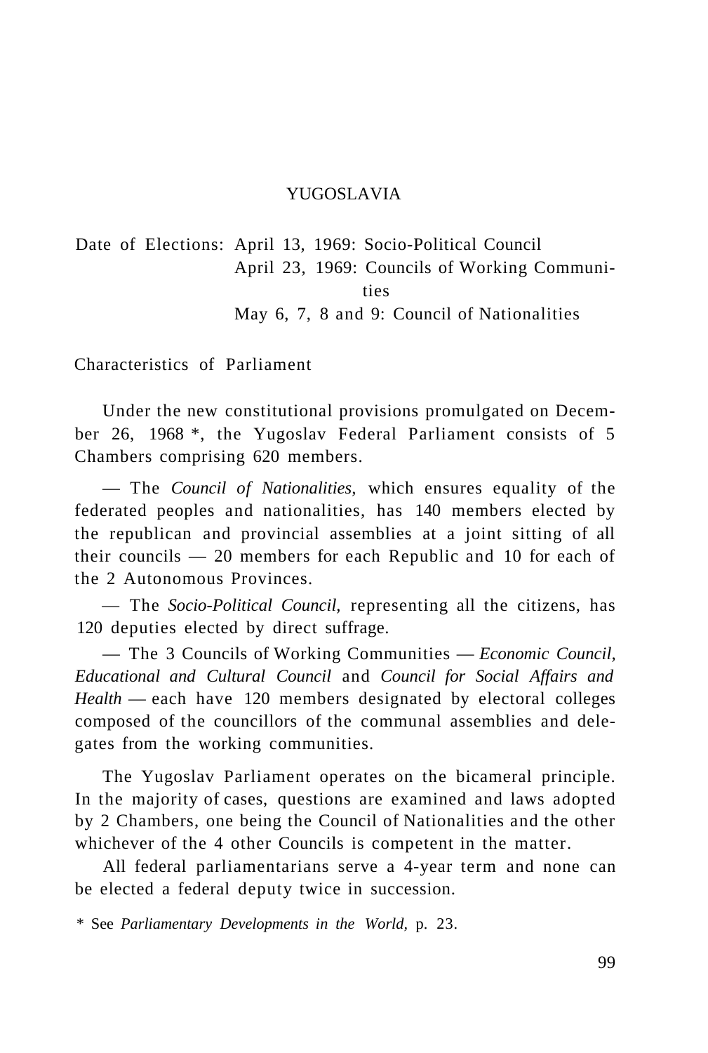# YUGOSLAVIA

Date of Elections: April 13, 1969: Socio-Political Council
April 23, 1969: Councils of Working Communities
May 6, 7, 8 and 9: Council of Nationalities

## Characteristics of Parliament

Under the new constitutional provisions promulgated on December 26, 1968 *, the Yugoslav Federal Parliament consists of 5 Chambers comprising 620 members.

— The *Council of Nationalities,* which ensures equality of the federated peoples and nationalities, has 140 members elected by the republican and provincial assemblies at a joint sitting of all their councils — 20 members for each Republic and 10 for each of the 2 Autonomous Provinces.

— The *Socio-Political Council,* representing all the citizens, has 120 deputies elected by direct suffrage.

— The 3 Councils of Working Communities — *Economic Council, Educational and Cultural Council* and *Council for Social Affairs and Health* — each have 120 members designated by electoral colleges composed of the councillors of the communal assemblies and delegates from the working communities.

The Yugoslav Parliament operates on the bicameral principle. In the majority of cases, questions are examined and laws adopted by 2 Chambers, one being the Council of Nationalities and the other whichever of the 4 other Councils is competent in the matter.

All federal parliamentarians serve a 4-year term and none can be elected a federal deputy twice in succession.

\* See *Parliamentary Developments in the World,* p. 23.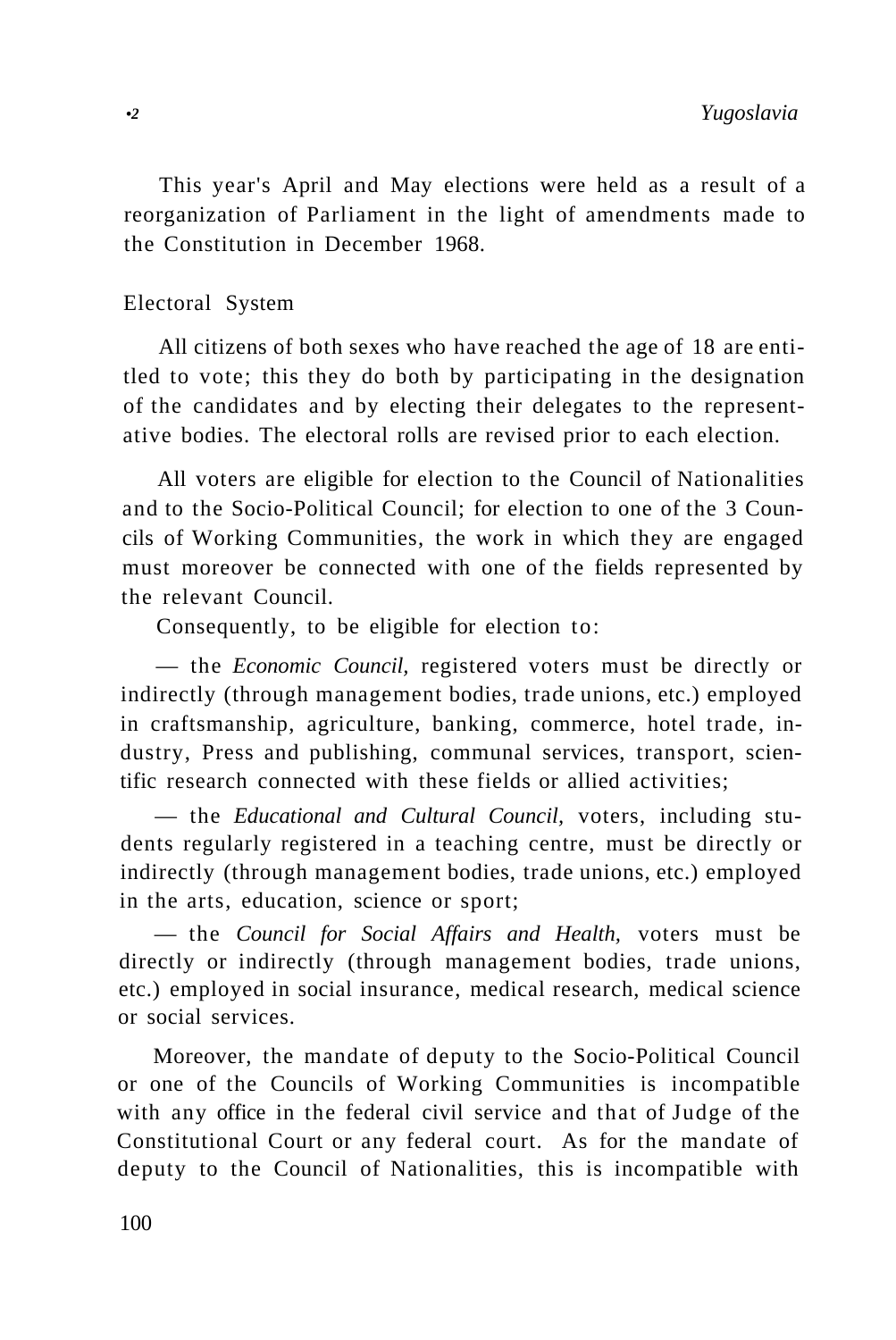This year's April and May elections were held as a result of a reorganization of Parliament in the light of amendments made to the Constitution in December 1968.

## Electoral System

All citizens of both sexes who have reached the age of 18 are entitled to vote; this they do both by participating in the designation of the candidates and by electing their delegates to the representative bodies. The electoral rolls are revised prior to each election.

All voters are eligible for election to the Council of Nationalities and to the Socio-Political Council; for election to one of the 3 Councils of Working Communities, the work in which they are engaged must moreover be connected with one of the fields represented by the relevant Council.

Consequently, to be eligible for election to:

— the *Economic Council,* registered voters must be directly or indirectly (through management bodies, trade unions, etc.) employed in craftsmanship, agriculture, banking, commerce, hotel trade, industry, Press and publishing, communal services, transport, scientific research connected with these fields or allied activities;

— the *Educational and Cultural Council,* voters, including students regularly registered in a teaching centre, must be directly or indirectly (through management bodies, trade unions, etc.) employed in the arts, education, science or sport;

— the *Council for Social Affairs and Health,* voters must be directly or indirectly (through management bodies, trade unions, etc.) employed in social insurance, medical research, medical science or social services.

Moreover, the mandate of deputy to the Socio-Political Council or one of the Councils of Working Communities is incompatible with any office in the federal civil service and that of Judge of the Constitutional Court or any federal court. As for the mandate of deputy to the Council of Nationalities, this is incompatible with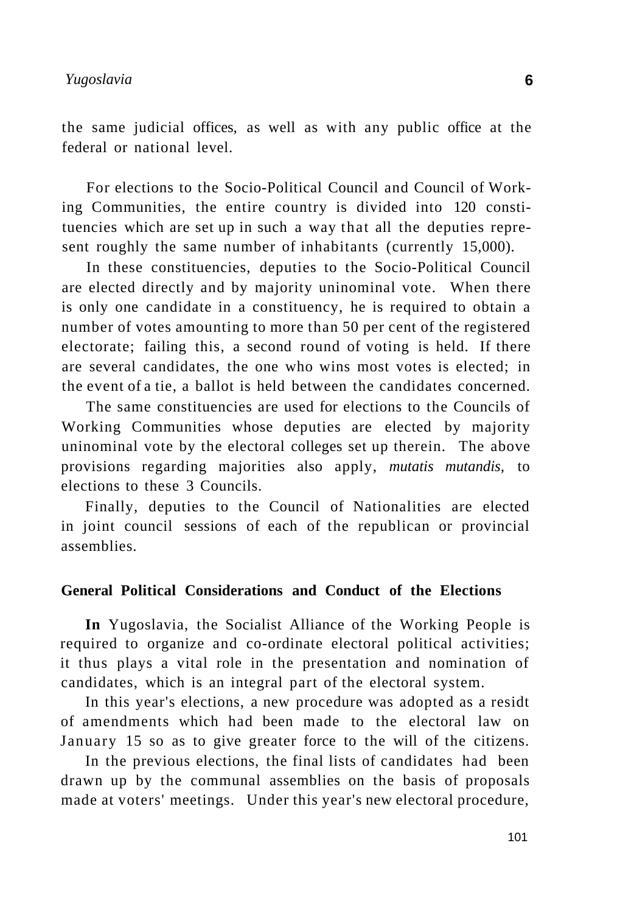the same judicial offices, as well as with any public office at the federal or national level.

For elections to the Socio-Political Council and Council of Working Communities, the entire country is divided into 120 constituencies which are set up in such a way that all the deputies represent roughly the same number of inhabitants (currently 15,000).

In these constituencies, deputies to the Socio-Political Council are elected directly and by majority uninominal vote. When there is only one candidate in a constituency, he is required to obtain a number of votes amounting to more than 50 per cent of the registered electorate; failing this, a second round of voting is held. If there are several candidates, the one who wins most votes is elected; in the event of a tie, a ballot is held between the candidates concerned.

The same constituencies are used for elections to the Councils of Working Communities whose deputies are elected by majority uninominal vote by the electoral colleges set up therein. The above provisions regarding majorities also apply, *mutatis mutandis*, to elections to these 3 Councils.

Finally, deputies to the Council of Nationalities are elected in joint council sessions of each of the republican or provincial assemblies.

## General Political Considerations and Conduct of the Elections

**In** Yugoslavia, the Socialist Alliance of the Working People is required to organize and co-ordinate electoral political activities; it thus plays a vital role in the presentation and nomination of candidates, which is an integral part of the electoral system.

In this year's elections, a new procedure was adopted as a residt of amendments which had been made to the electoral law on January 15 so as to give greater force to the will of the citizens.

In the previous elections, the final lists of candidates had been drawn up by the communal assemblies on the basis of proposals made at voters' meetings. Under this year's new electoral procedure,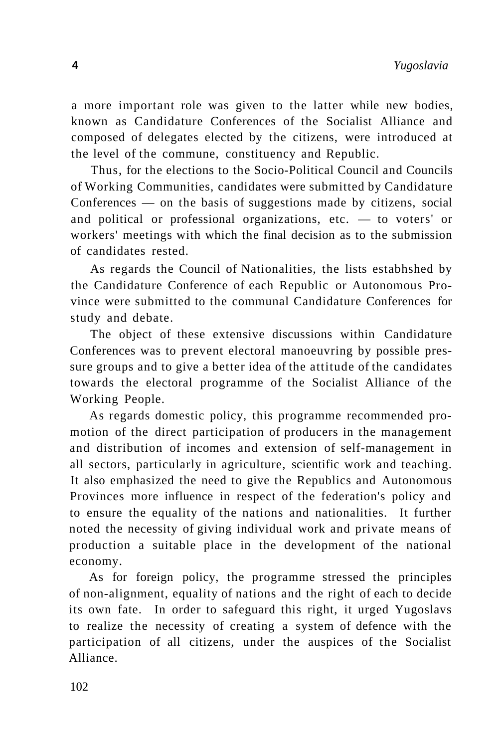a more important role was given to the latter while new bodies, known as Candidature Conferences of the Socialist Alliance and composed of delegates elected by the citizens, were introduced at the level of the commune, constituency and Republic.

Thus, for the elections to the Socio-Political Council and Councils of Working Communities, candidates were submitted by Candidature Conferences — on the basis of suggestions made by citizens, social and political or professional organizations, etc. — to voters' or workers' meetings with which the final decision as to the submission of candidates rested.

As regards the Council of Nationalities, the lists estabhshed by the Candidature Conference of each Republic or Autonomous Province were submitted to the communal Candidature Conferences for study and debate.

The object of these extensive discussions within Candidature Conferences was to prevent electoral manoeuvring by possible pressure groups and to give a better idea of the attitude of the candidates towards the electoral programme of the Socialist Alliance of the Working People.

As regards domestic policy, this programme recommended promotion of the direct participation of producers in the management and distribution of incomes and extension of self-management in all sectors, particularly in agriculture, scientific work and teaching. It also emphasized the need to give the Republics and Autonomous Provinces more influence in respect of the federation's policy and to ensure the equality of the nations and nationalities. It further noted the necessity of giving individual work and private means of production a suitable place in the development of the national economy.

As for foreign policy, the programme stressed the principles of non-alignment, equality of nations and the right of each to decide its own fate. In order to safeguard this right, it urged Yugoslavs to realize the necessity of creating a system of defence with the participation of all citizens, under the auspices of the Socialist Alliance.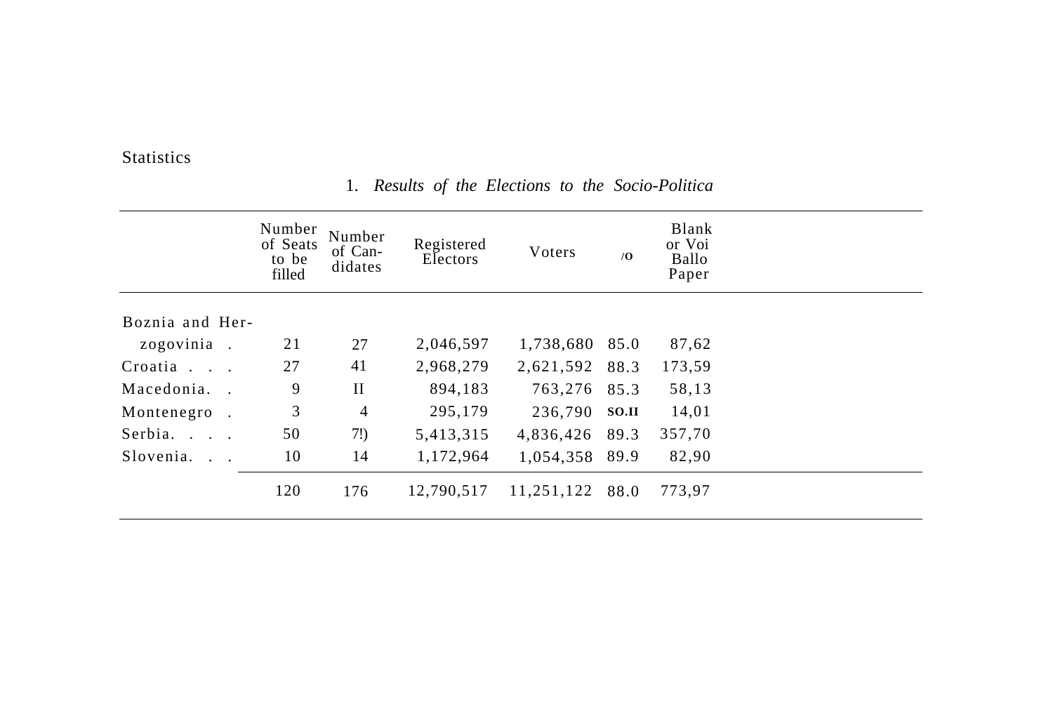Statistics

1. *Results of the Elections to the Socio-Politica*

| | Number of Seats to be filled | Number of Can-didates | Registered Electors | Voters | /O | Blank or Voi Ballo Paper |
|---|---|---|---|---|---|---|
| Boznia and Her-zogovinia . | 21 | 27 | 2,046,597 | 1,738,680 | 85.0 | 87,62 |
| Croatia . . . | 27 | 41 | 2,968,279 | 2,621,592 | 88.3 | 173,59 |
| Macedonia. . | 9 | II | 894,183 | 763,276 | 85.3 | 58,13 |
| Montenegro . | 3 | 4 | 295,179 | 236,790 | SO.II | 14,01 |
| Serbia. . . . | 50 | 7!) | 5,413,315 | 4,836,426 | 89.3 | 357,70 |
| Slovenia. . . | 10 | 14 | 1,172,964 | 1,054,358 | 89.9 | 82,90 |
| | 120 | 176 | 12,790,517 | 11,251,122 | 88.0 | 773,97 |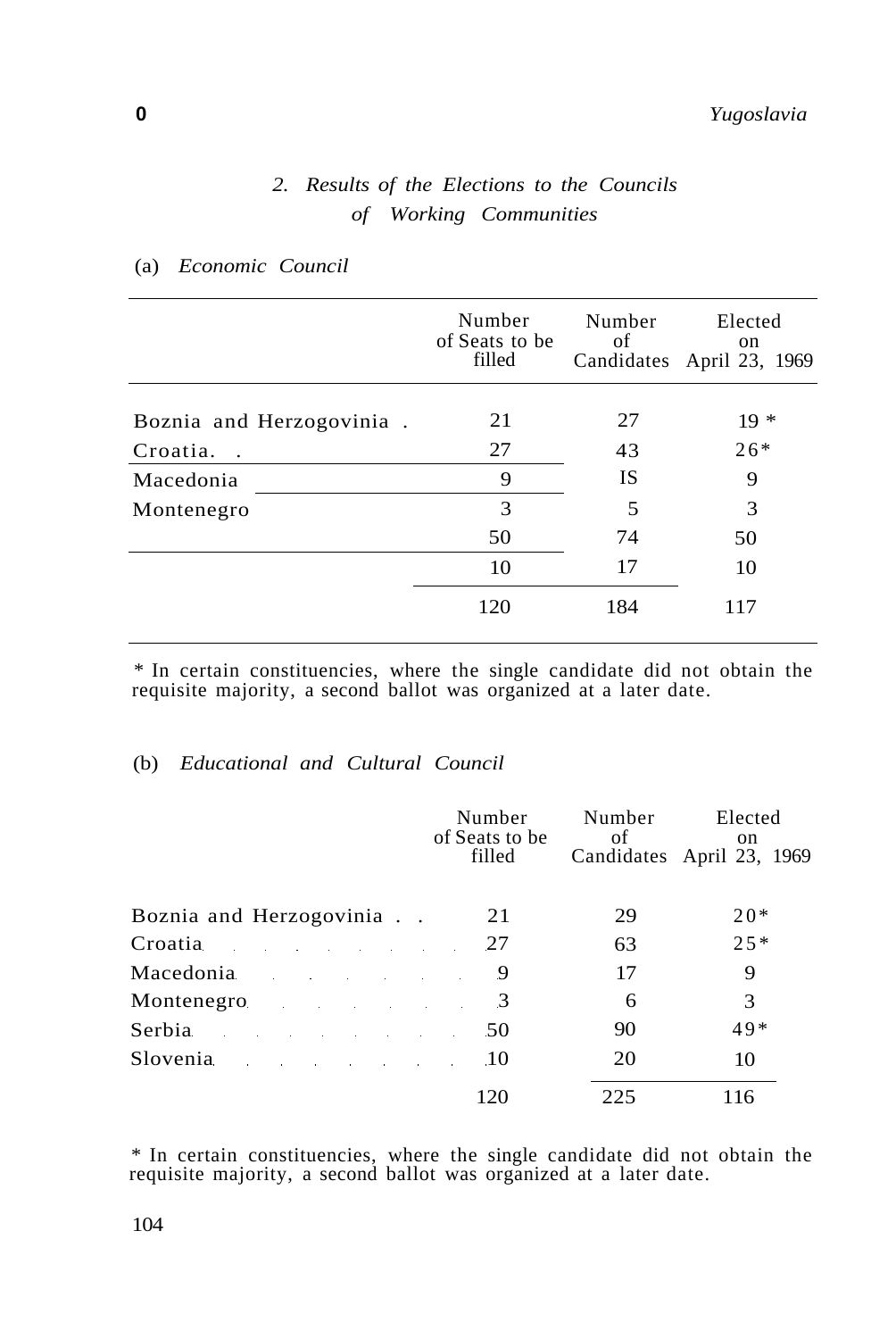## 2. *Results of the Elections to the Councils of Working Communities*

### (a) *Economic Council*

| | Number of Seats to be filled | Number of Candidates | Elected on April 23, 1969 |
|---|---|---|---|
| Boznia and Herzogovinia | 21 | 27 | 19 * |
| Croatia | 27 | 43 | 26* |
| Macedonia | 9 | IS | 9 |
| Montenegro | 3 | 5 | 3 |
| | 50 | 74 | 50 |
| | 10 | 17 | 10 |
| | 120 | 184 | 117 |

\* In certain constituencies, where the single candidate did not obtain the requisite majority, a second ballot was organized at a later date.

### (b) *Educational and Cultural Council*

| | Number of Seats to be filled | Number of Candidates | Elected on April 23, 1969 |
|---|---|---|---|
| Boznia and Herzogovinia | 21 | 29 | 20* |
| Croatia | 27 | 63 | 25* |
| Macedonia | 9 | 17 | 9 |
| Montenegro | 3 | 6 | 3 |
| Serbia | 50 | 90 | 49* |
| Slovenia | 10 | 20 | 10 |
| | 120 | 225 | 116 |

\* In certain constituencies, where the single candidate did not obtain the requisite majority, a second ballot was organized at a later date.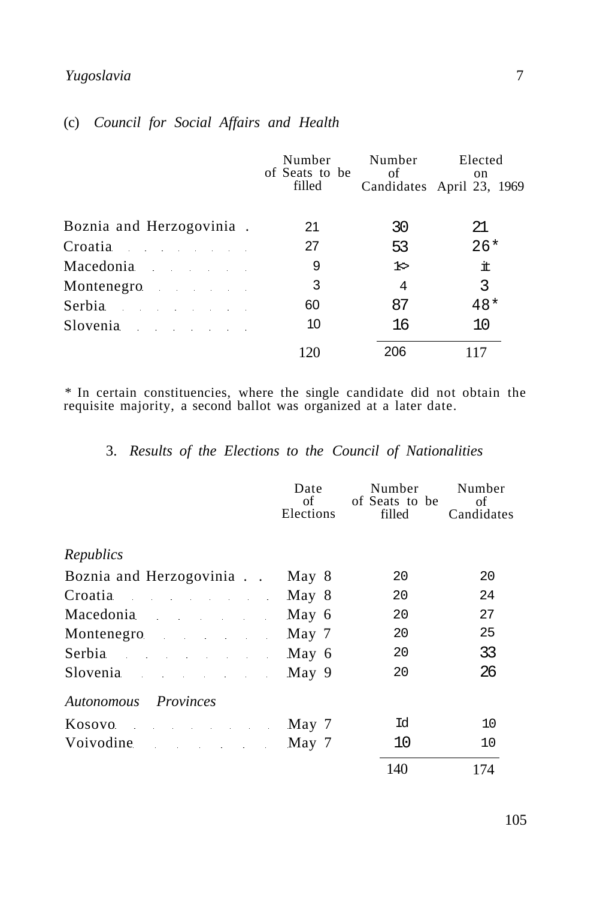(c) *Council for Social Affairs and Health*

| | Number of Seats to be filled | Number of Candidates | Elected on April 23, 1969 |
|---|---|---|---|
| Boznia and Herzogovinia | 21 | 30 | 21 |
| Croatia | 27 | 53 | 26* |
| Macedonia | 9 | 1> | it |
| Montenegro | 3 | 4 | 3 |
| Serbia | 60 | 87 | 48* |
| Slovenia | 10 | 16 | 10 |
| | 120 | 206 | 117 |

\* In certain constituencies, where the single candidate did not obtain the requisite majority, a second ballot was organized at a later date.

3. *Results of the Elections to the Council of Nationalities*

| | Date of Elections | Number of Seats to be filled | Number of Candidates |
|---|---|---|---|
| *Republics* | | | |
| Boznia and Herzogovinia | May 8 | 20 | 20 |
| Croatia | May 8 | 20 | 24 |
| Macedonia | May 6 | 20 | 27 |
| Montenegro | May 7 | 20 | 25 |
| Serbia | May 6 | 20 | 33 |
| Slovenia | May 9 | 20 | 26 |
| *Autonomous Provinces* | | | |
| Kosovo | May 7 | Id | 10 |
| Voivodine | May 7 | 10 | 10 |
| | | 140 | 174 |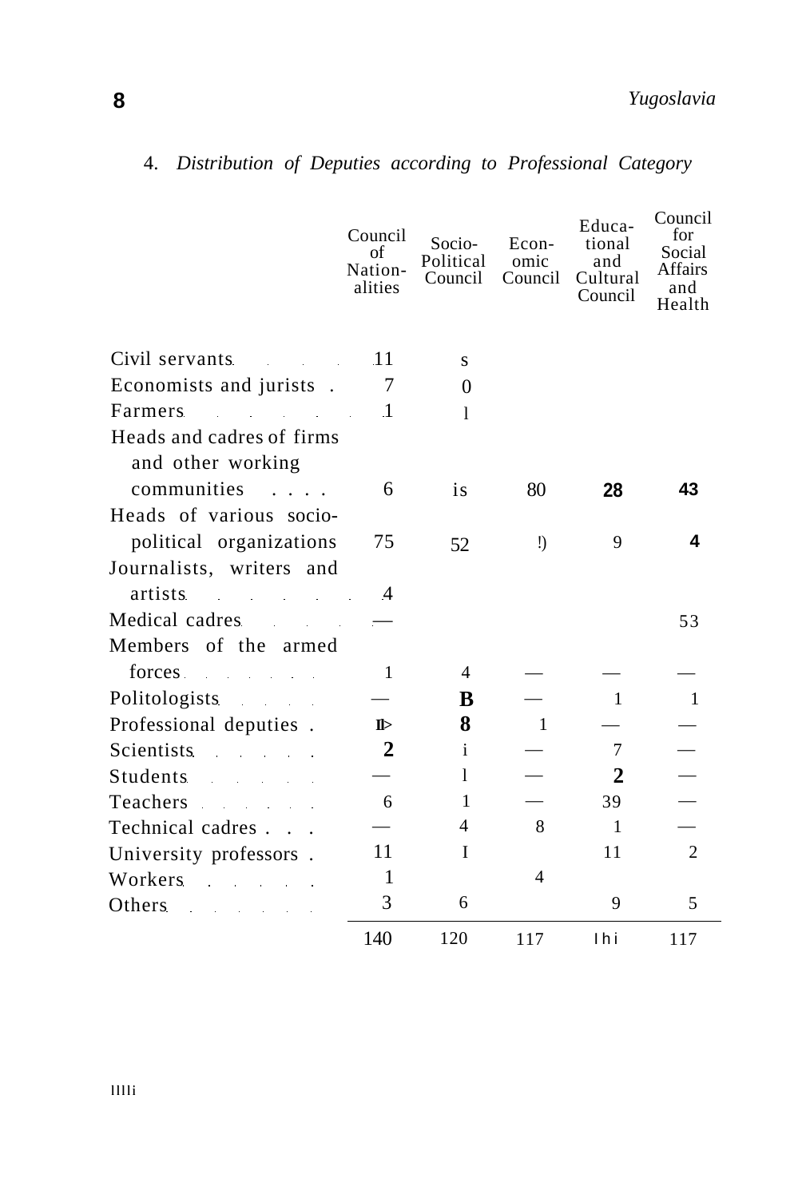4. *Distribution of Deputies according to Professional Category*

| | Council of Nationalities | Socio-Political Council | Economic Council | Educational and Cultural Council | Council for Social Affairs and Health |
|---|---|---|---|---|---|
| Civil servants | 11 | s | | | |
| Economists and jurists | 7 | 0 | | | |
| Farmers | 1 | l | | | |
| Heads and cadres of firms and other working communities | 6 | is | 80 | **28** | **43** |
| Heads of various socio-political organizations | 75 | 52 | !) | 9 | **4** |
| Journalists, writers and artists | 4 | | | | |
| Medical cadres | — | | | | 53 |
| Members of the armed forces | 1 | 4 | — | — | — |
| Politologists | — | **B** | — | 1 | 1 |
| Professional deputies | **II>** | **8** | 1 | — | — |
| Scientists | **2** | i | — | 7 | — |
| Students | — | l | — | **2** | — |
| Teachers | 6 | 1 | — | 39 | — |
| Technical cadres | — | 4 | 8 | 1 | — |
| University professors | 11 | I | | 11 | 2 |
| Workers | 1 | | 4 | | |
| Others | 3 | 6 | | 9 | 5 |
| | 140 | 120 | 117 | lhi | 117 |

llIli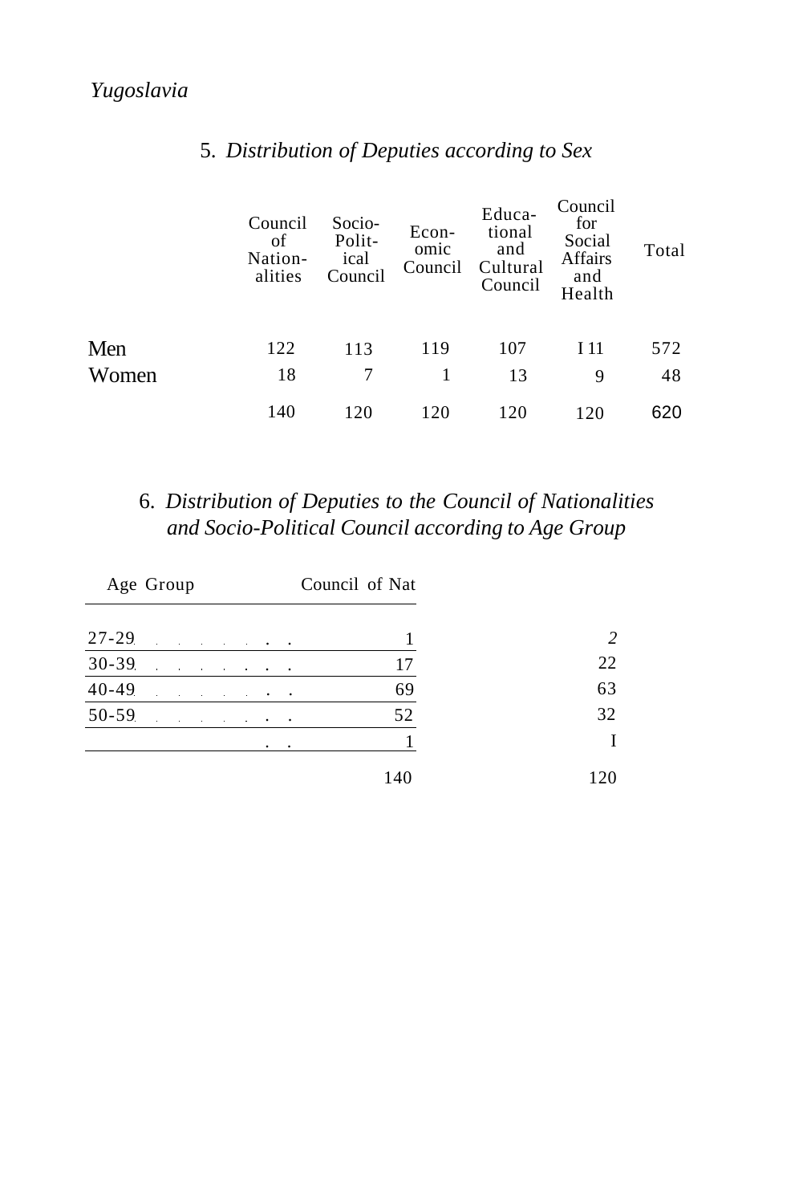*Yugoslavia*

## 5. *Distribution of Deputies according to Sex*

| | Council of Nation-alities | Socio-Polit-ical Council | Econ-omic Council | Educa-tional and Cultural Council | Council for Social Affairs and Health | Total |
|---|---|---|---|---|---|---|
| Men | 122 | 113 | 119 | 107 | I 11 | 572 |
| Women | 18 | 7 | 1 | 13 | 9 | 48 |
| | 140 | 120 | 120 | 120 | 120 | 620 |

## 6. *Distribution of Deputies to the Council of Nationalities and Socio-Political Council according to Age Group*

| Age Group | Council of Nat | |
|---|---|---|
| 27-29 | 1 | *2* |
| 30-39 | 17 | 22 |
| 40-49 | 69 | 63 |
| 50-59 | 52 | 32 |
| | 1 | I |
| | 140 | 120 |